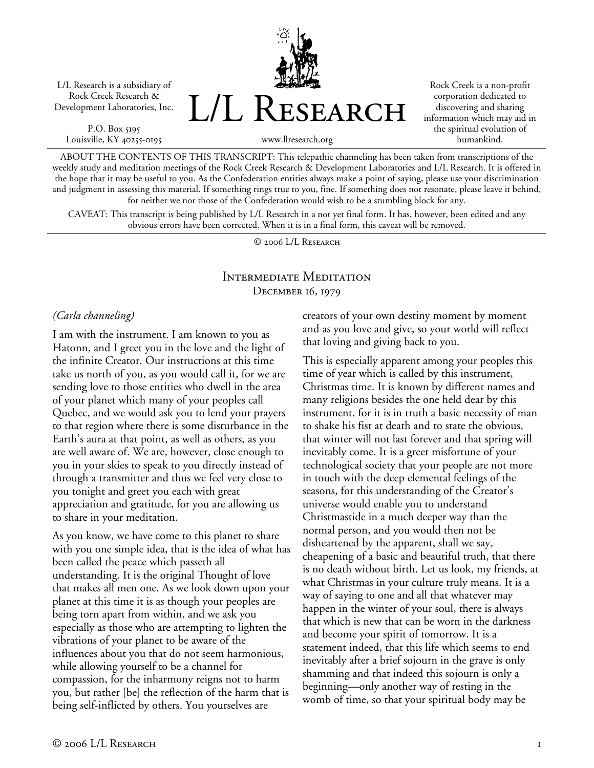L/L Research is a subsidiary of Rock Creek Research & Development Laboratories, Inc.

P.O. Box 5195
Louisville, KY 40255-0195

# L/L Research

www.llresearch.org

Rock Creek is a non-profit corporation dedicated to discovering and sharing information which may aid in the spiritual evolution of humankind.

ABOUT THE CONTENTS OF THIS TRANSCRIPT: This telepathic channeling has been taken from transcriptions of the weekly study and meditation meetings of the Rock Creek Research & Development Laboratories and L/L Research. It is offered in the hope that it may be useful to you. As the Confederation entities always make a point of saying, please use your discrimination and judgment in assessing this material. If something rings true to you, fine. If something does not resonate, please leave it behind, for neither we nor those of the Confederation would wish to be a stumbling block for any.

CAVEAT: This transcript is being published by L/L Research in a not yet final form. It has, however, been edited and any obvious errors have been corrected. When it is in a final form, this caveat will be removed.

© 2006 L/L Research

## Intermediate Meditation
### December 16, 1979

*(Carla channeling)*

I am with the instrument. I am known to you as Hatonn, and I greet you in the love and the light of the infinite Creator. Our instructions at this time take us north of you, as you would call it, for we are sending love to those entities who dwell in the area of your planet which many of your peoples call Quebec, and we would ask you to lend your prayers to that region where there is some disturbance in the Earth's aura at that point, as well as others, as you are well aware of. We are, however, close enough to you in your skies to speak to you directly instead of through a transmitter and thus we feel very close to you tonight and greet you each with great appreciation and gratitude, for you are allowing us to share in your meditation.

As you know, we have come to this planet to share with you one simple idea, that is the idea of what has been called the peace which passeth all understanding. It is the original Thought of love that makes all men one. As we look down upon your planet at this time it is as though your peoples are being torn apart from within, and we ask you especially as those who are attempting to lighten the vibrations of your planet to be aware of the influences about you that do not seem harmonious, while allowing yourself to be a channel for compassion, for the inharmony reigns not to harm you, but rather [be] the reflection of the harm that is being self-inflicted by others. You yourselves are creators of your own destiny moment by moment and as you love and give, so your world will reflect that loving and giving back to you.

This is especially apparent among your peoples this time of year which is called by this instrument, Christmas time. It is known by different names and many religions besides the one held dear by this instrument, for it is in truth a basic necessity of man to shake his fist at death and to state the obvious, that winter will not last forever and that spring will inevitably come. It is a greet misfortune of your technological society that your people are not more in touch with the deep elemental feelings of the seasons, for this understanding of the Creator's universe would enable you to understand Christmastide in a much deeper way than the normal person, and you would then not be disheartened by the apparent, shall we say, cheapening of a basic and beautiful truth, that there is no death without birth. Let us look, my friends, at what Christmas in your culture truly means. It is a way of saying to one and all that whatever may happen in the winter of your soul, there is always that which is new that can be worn in the darkness and become your spirit of tomorrow. It is a statement indeed, that this life which seems to end inevitably after a brief sojourn in the grave is only shamming and that indeed this sojourn is only a beginning—only another way of resting in the womb of time, so that your spiritual body may be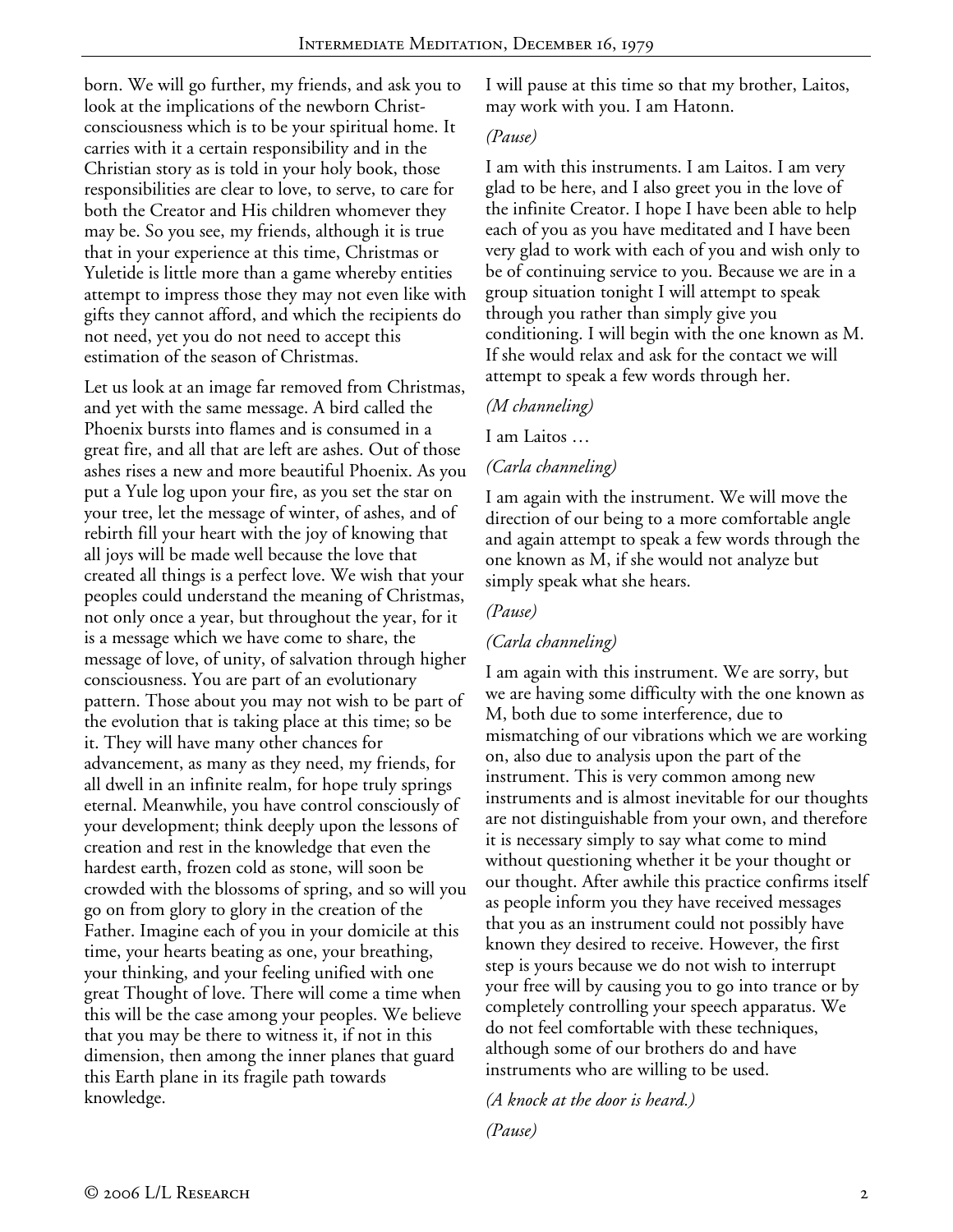born. We will go further, my friends, and ask you to look at the implications of the newborn Christ-consciousness which is to be your spiritual home. It carries with it a certain responsibility and in the Christian story as is told in your holy book, those responsibilities are clear to love, to serve, to care for both the Creator and His children whomever they may be. So you see, my friends, although it is true that in your experience at this time, Christmas or Yuletide is little more than a game whereby entities attempt to impress those they may not even like with gifts they cannot afford, and which the recipients do not need, yet you do not need to accept this estimation of the season of Christmas.

Let us look at an image far removed from Christmas, and yet with the same message. A bird called the Phoenix bursts into flames and is consumed in a great fire, and all that are left are ashes. Out of those ashes rises a new and more beautiful Phoenix. As you put a Yule log upon your fire, as you set the star on your tree, let the message of winter, of ashes, and of rebirth fill your heart with the joy of knowing that all joys will be made well because the love that created all things is a perfect love. We wish that your peoples could understand the meaning of Christmas, not only once a year, but throughout the year, for it is a message which we have come to share, the message of love, of unity, of salvation through higher consciousness. You are part of an evolutionary pattern. Those about you may not wish to be part of the evolution that is taking place at this time; so be it. They will have many other chances for advancement, as many as they need, my friends, for all dwell in an infinite realm, for hope truly springs eternal. Meanwhile, you have control consciously of your development; think deeply upon the lessons of creation and rest in the knowledge that even the hardest earth, frozen cold as stone, will soon be crowded with the blossoms of spring, and so will you go on from glory to glory in the creation of the Father. Imagine each of you in your domicile at this time, your hearts beating as one, your breathing, your thinking, and your feeling unified with one great Thought of love. There will come a time when this will be the case among your peoples. We believe that you may be there to witness it, if not in this dimension, then among the inner planes that guard this Earth plane in its fragile path towards knowledge.

I will pause at this time so that my brother, Laitos, may work with you. I am Hatonn.

*(Pause)*

I am with this instruments. I am Laitos. I am very glad to be here, and I also greet you in the love of the infinite Creator. I hope I have been able to help each of you as you have meditated and I have been very glad to work with each of you and wish only to be of continuing service to you. Because we are in a group situation tonight I will attempt to speak through you rather than simply give you conditioning. I will begin with the one known as M. If she would relax and ask for the contact we will attempt to speak a few words through her.

*(M channeling)*

I am Laitos …

*(Carla channeling)*

I am again with the instrument. We will move the direction of our being to a more comfortable angle and again attempt to speak a few words through the one known as M, if she would not analyze but simply speak what she hears.

*(Pause)*

*(Carla channeling)*

I am again with this instrument. We are sorry, but we are having some difficulty with the one known as M, both due to some interference, due to mismatching of our vibrations which we are working on, also due to analysis upon the part of the instrument. This is very common among new instruments and is almost inevitable for our thoughts are not distinguishable from your own, and therefore it is necessary simply to say what come to mind without questioning whether it be your thought or our thought. After awhile this practice confirms itself as people inform you they have received messages that you as an instrument could not possibly have known they desired to receive. However, the first step is yours because we do not wish to interrupt your free will by causing you to go into trance or by completely controlling your speech apparatus. We do not feel comfortable with these techniques, although some of our brothers do and have instruments who are willing to be used.

*(A knock at the door is heard.)*

*(Pause)*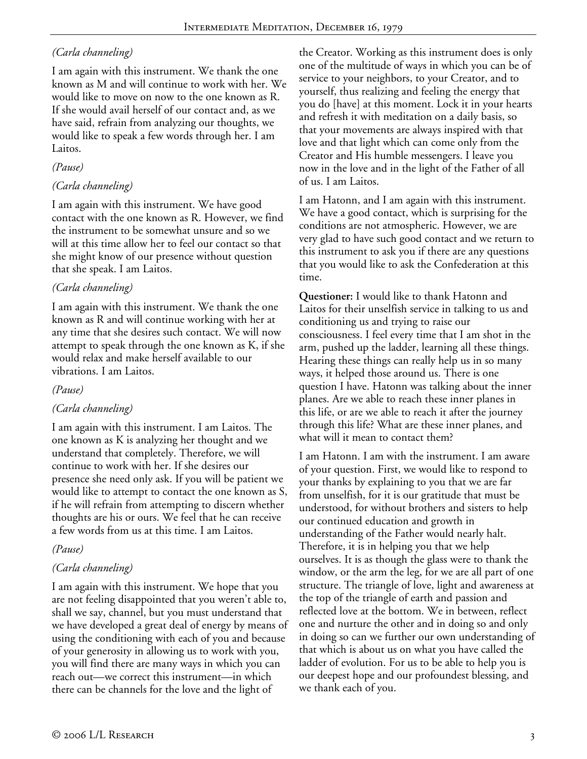*(Carla channeling)*

I am again with this instrument. We thank the one known as M and will continue to work with her. We would like to move on now to the one known as R. If she would avail herself of our contact and, as we have said, refrain from analyzing our thoughts, we would like to speak a few words through her. I am Laitos.

*(Pause)*

*(Carla channeling)*

I am again with this instrument. We have good contact with the one known as R. However, we find the instrument to be somewhat unsure and so we will at this time allow her to feel our contact so that she might know of our presence without question that she speak. I am Laitos.

*(Carla channeling)*

I am again with this instrument. We thank the one known as R and will continue working with her at any time that she desires such contact. We will now attempt to speak through the one known as K, if she would relax and make herself available to our vibrations. I am Laitos.

*(Pause)*

*(Carla channeling)*

I am again with this instrument. I am Laitos. The one known as K is analyzing her thought and we understand that completely. Therefore, we will continue to work with her. If she desires our presence she need only ask. If you will be patient we would like to attempt to contact the one known as S, if he will refrain from attempting to discern whether thoughts are his or ours. We feel that he can receive a few words from us at this time. I am Laitos.

*(Pause)*

*(Carla channeling)*

I am again with this instrument. We hope that you are not feeling disappointed that you weren't able to, shall we say, channel, but you must understand that we have developed a great deal of energy by means of using the conditioning with each of you and because of your generosity in allowing us to work with you, you will find there are many ways in which you can reach out—we correct this instrument—in which there can be channels for the love and the light of the Creator. Working as this instrument does is only one of the multitude of ways in which you can be of service to your neighbors, to your Creator, and to yourself, thus realizing and feeling the energy that you do [have] at this moment. Lock it in your hearts and refresh it with meditation on a daily basis, so that your movements are always inspired with that love and that light which can come only from the Creator and His humble messengers. I leave you now in the love and in the light of the Father of all of us. I am Laitos.

I am Hatonn, and I am again with this instrument. We have a good contact, which is surprising for the conditions are not atmospheric. However, we are very glad to have such good contact and we return to this instrument to ask you if there are any questions that you would like to ask the Confederation at this time.

**Questioner:** I would like to thank Hatonn and Laitos for their unselfish service in talking to us and conditioning us and trying to raise our consciousness. I feel every time that I am shot in the arm, pushed up the ladder, learning all these things. Hearing these things can really help us in so many ways, it helped those around us. There is one question I have. Hatonn was talking about the inner planes. Are we able to reach these inner planes in this life, or are we able to reach it after the journey through this life? What are these inner planes, and what will it mean to contact them?

I am Hatonn. I am with the instrument. I am aware of your question. First, we would like to respond to your thanks by explaining to you that we are far from unselfish, for it is our gratitude that must be understood, for without brothers and sisters to help our continued education and growth in understanding of the Father would nearly halt. Therefore, it is in helping you that we help ourselves. It is as though the glass were to thank the window, or the arm the leg, for we are all part of one structure. The triangle of love, light and awareness at the top of the triangle of earth and passion and reflected love at the bottom. We in between, reflect one and nurture the other and in doing so and only in doing so can we further our own understanding of that which is about us on what you have called the ladder of evolution. For us to be able to help you is our deepest hope and our profoundest blessing, and we thank each of you.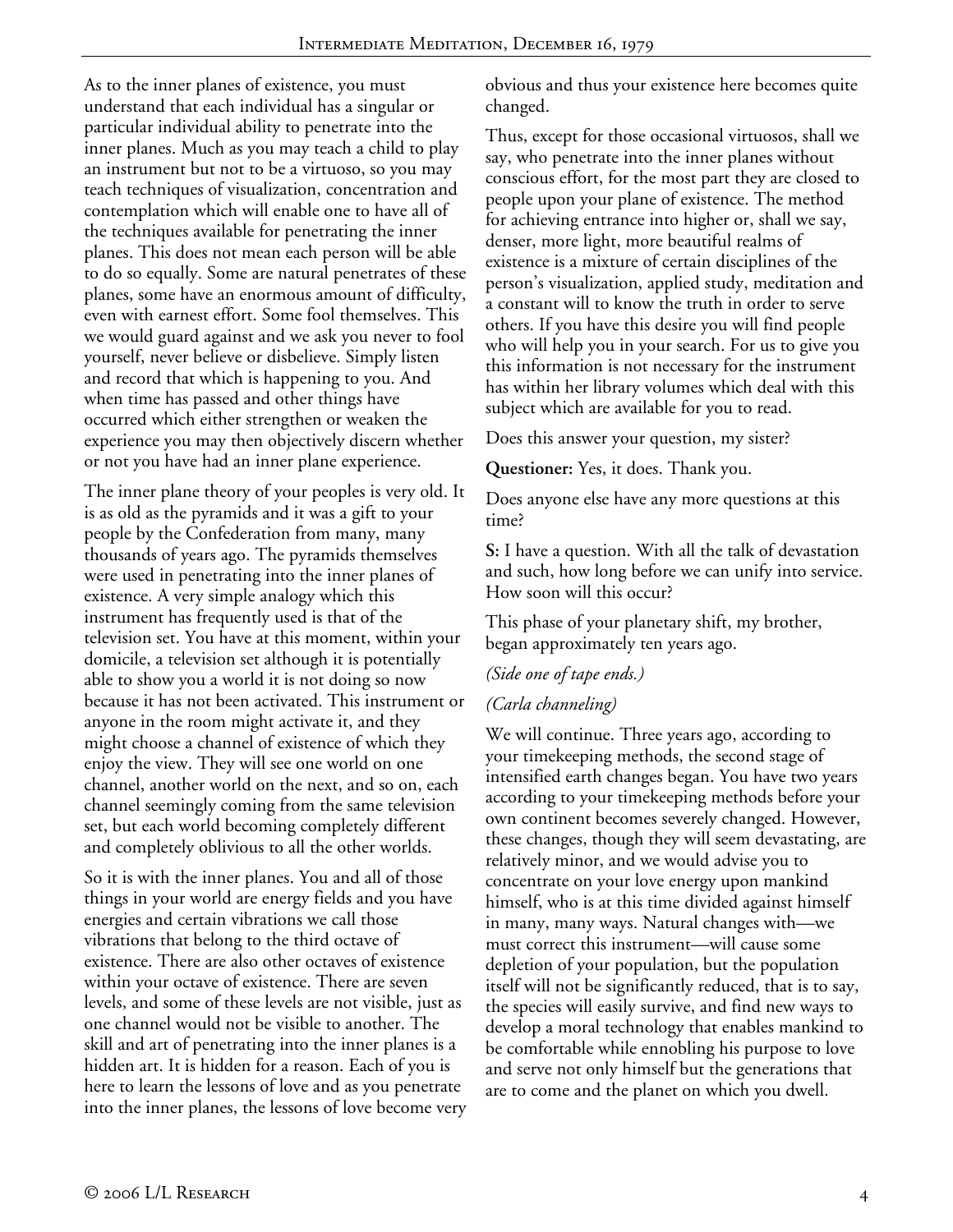As to the inner planes of existence, you must understand that each individual has a singular or particular individual ability to penetrate into the inner planes. Much as you may teach a child to play an instrument but not to be a virtuoso, so you may teach techniques of visualization, concentration and contemplation which will enable one to have all of the techniques available for penetrating the inner planes. This does not mean each person will be able to do so equally. Some are natural penetrates of these planes, some have an enormous amount of difficulty, even with earnest effort. Some fool themselves. This we would guard against and we ask you never to fool yourself, never believe or disbelieve. Simply listen and record that which is happening to you. And when time has passed and other things have occurred which either strengthen or weaken the experience you may then objectively discern whether or not you have had an inner plane experience.

The inner plane theory of your peoples is very old. It is as old as the pyramids and it was a gift to your people by the Confederation from many, many thousands of years ago. The pyramids themselves were used in penetrating into the inner planes of existence. A very simple analogy which this instrument has frequently used is that of the television set. You have at this moment, within your domicile, a television set although it is potentially able to show you a world it is not doing so now because it has not been activated. This instrument or anyone in the room might activate it, and they might choose a channel of existence of which they enjoy the view. They will see one world on one channel, another world on the next, and so on, each channel seemingly coming from the same television set, but each world becoming completely different and completely oblivious to all the other worlds.

So it is with the inner planes. You and all of those things in your world are energy fields and you have energies and certain vibrations we call those vibrations that belong to the third octave of existence. There are also other octaves of existence within your octave of existence. There are seven levels, and some of these levels are not visible, just as one channel would not be visible to another. The skill and art of penetrating into the inner planes is a hidden art. It is hidden for a reason. Each of you is here to learn the lessons of love and as you penetrate into the inner planes, the lessons of love become very obvious and thus your existence here becomes quite changed.

Thus, except for those occasional virtuosos, shall we say, who penetrate into the inner planes without conscious effort, for the most part they are closed to people upon your plane of existence. The method for achieving entrance into higher or, shall we say, denser, more light, more beautiful realms of existence is a mixture of certain disciplines of the person's visualization, applied study, meditation and a constant will to know the truth in order to serve others. If you have this desire you will find people who will help you in your search. For us to give you this information is not necessary for the instrument has within her library volumes which deal with this subject which are available for you to read.

Does this answer your question, my sister?

**Questioner:** Yes, it does. Thank you.

Does anyone else have any more questions at this time?

**S:** I have a question. With all the talk of devastation and such, how long before we can unify into service. How soon will this occur?

This phase of your planetary shift, my brother, began approximately ten years ago.

*(Side one of tape ends.)*

*(Carla channeling)*

We will continue. Three years ago, according to your timekeeping methods, the second stage of intensified earth changes began. You have two years according to your timekeeping methods before your own continent becomes severely changed. However, these changes, though they will seem devastating, are relatively minor, and we would advise you to concentrate on your love energy upon mankind himself, who is at this time divided against himself in many, many ways. Natural changes with—we must correct this instrument—will cause some depletion of your population, but the population itself will not be significantly reduced, that is to say, the species will easily survive, and find new ways to develop a moral technology that enables mankind to be comfortable while ennobling his purpose to love and serve not only himself but the generations that are to come and the planet on which you dwell.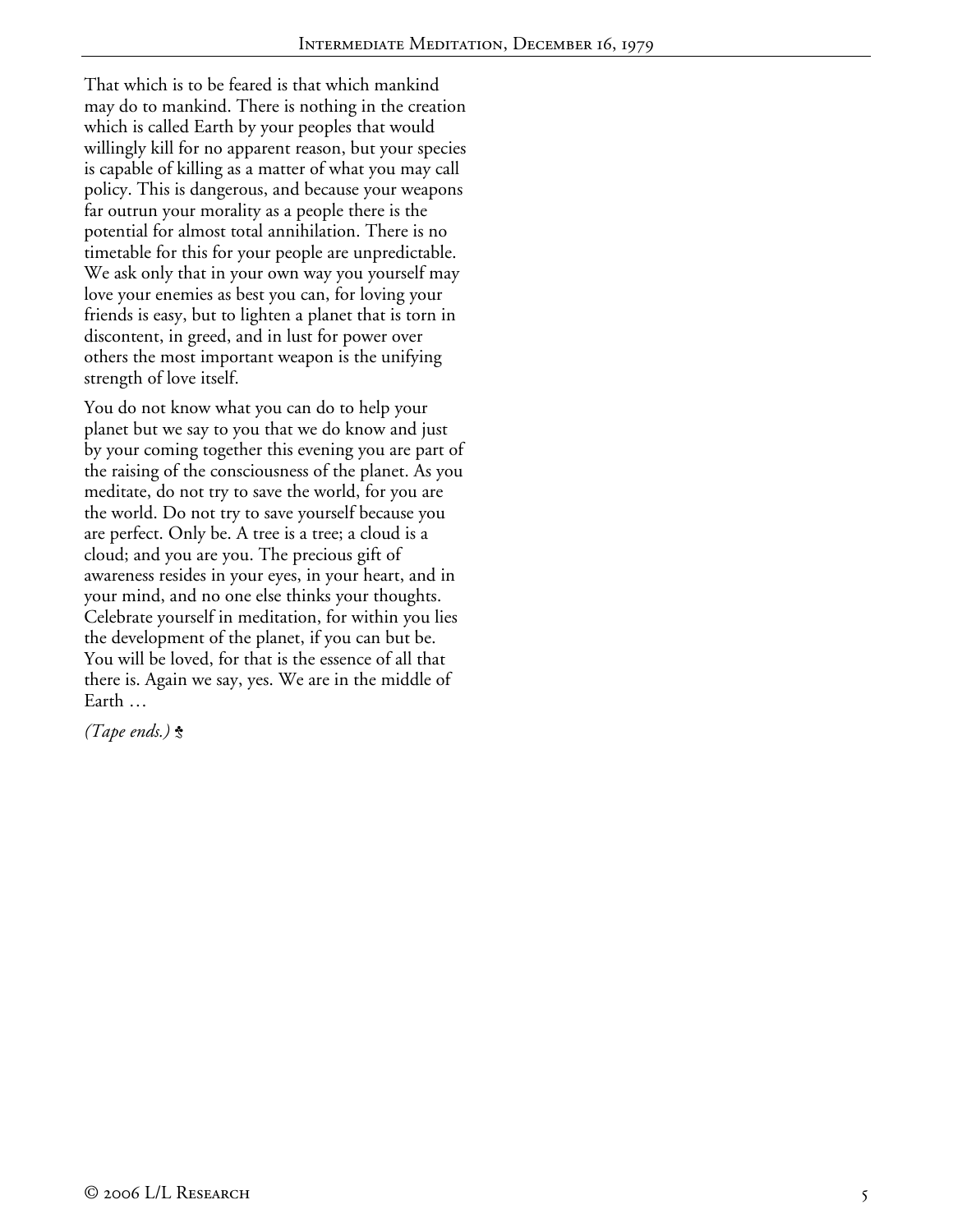That which is to be feared is that which mankind may do to mankind. There is nothing in the creation which is called Earth by your peoples that would willingly kill for no apparent reason, but your species is capable of killing as a matter of what you may call policy. This is dangerous, and because your weapons far outrun your morality as a people there is the potential for almost total annihilation. There is no timetable for this for your people are unpredictable. We ask only that in your own way you yourself may love your enemies as best you can, for loving your friends is easy, but to lighten a planet that is torn in discontent, in greed, and in lust for power over others the most important weapon is the unifying strength of love itself.

You do not know what you can do to help your planet but we say to you that we do know and just by your coming together this evening you are part of the raising of the consciousness of the planet. As you meditate, do not try to save the world, for you are the world. Do not try to save yourself because you are perfect. Only be. A tree is a tree; a cloud is a cloud; and you are you. The precious gift of awareness resides in your eyes, in your heart, and in your mind, and no one else thinks your thoughts. Celebrate yourself in meditation, for within you lies the development of the planet, if you can but be. You will be loved, for that is the essence of all that there is. Again we say, yes. We are in the middle of Earth …

*(Tape ends.)* ♣